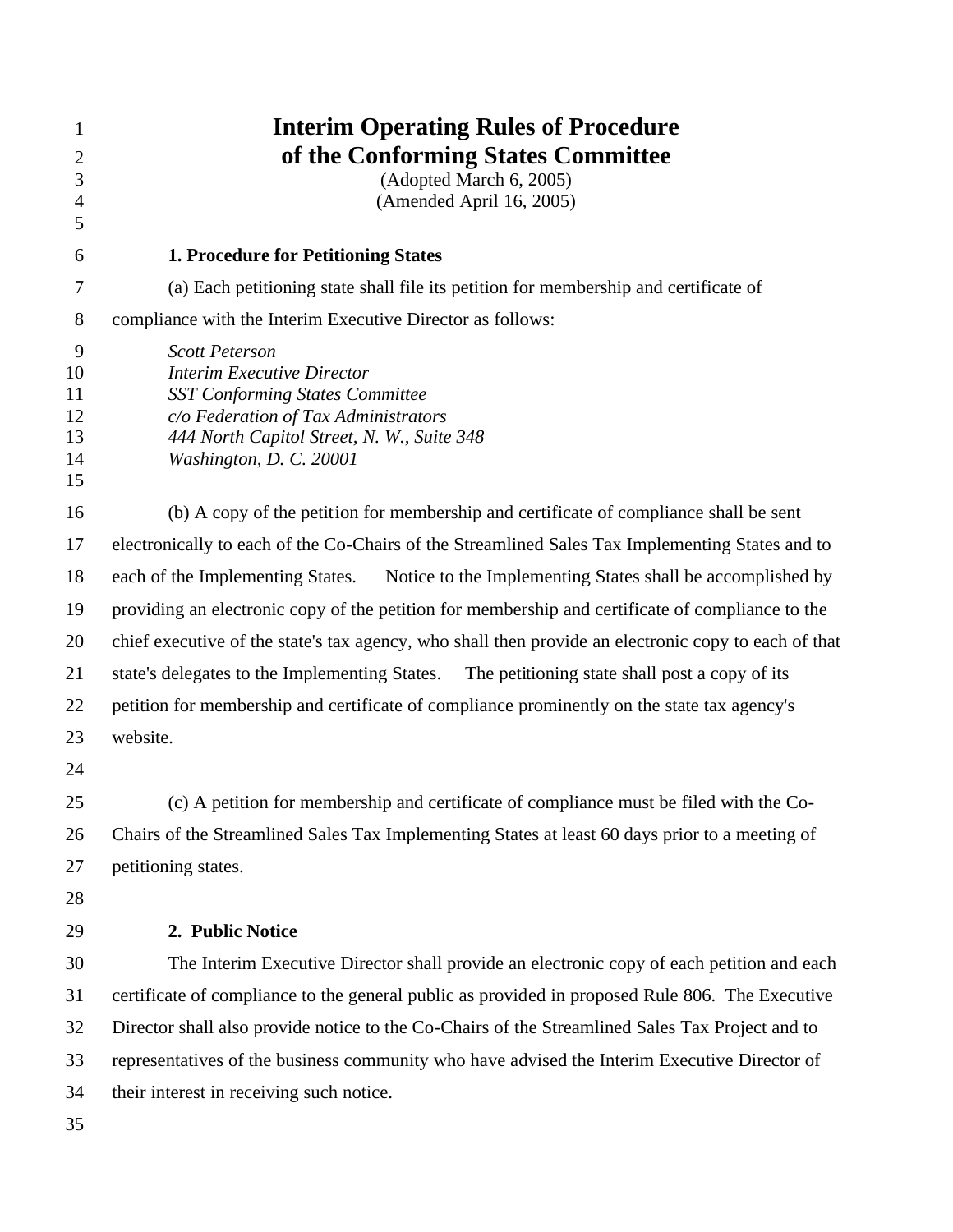# Interim Operating Rules of Procedure of the Conforming States Committee

(Adopted March 6, 2005)
(Amended April 16, 2005)

### 1. Procedure for Petitioning States

(a) Each petitioning state shall file its petition for membership and certificate of compliance with the Interim Executive Director as follows:

*Scott Peterson*
*Interim Executive Director*
*SST Conforming States Committee*
*c/o Federation of Tax Administrators*
*444 North Capitol Street, N. W., Suite 348*
*Washington, D. C. 20001*

(b) A copy of the petition for membership and certificate of compliance shall be sent electronically to each of the Co-Chairs of the Streamlined Sales Tax Implementing States and to each of the Implementing States. Notice to the Implementing States shall be accomplished by providing an electronic copy of the petition for membership and certificate of compliance to the chief executive of the state's tax agency, who shall then provide an electronic copy to each of that state's delegates to the Implementing States. The petitioning state shall post a copy of its petition for membership and certificate of compliance prominently on the state tax agency's website.

(c) A petition for membership and certificate of compliance must be filed with the Co-Chairs of the Streamlined Sales Tax Implementing States at least 60 days prior to a meeting of petitioning states.

### 2. Public Notice

The Interim Executive Director shall provide an electronic copy of each petition and each certificate of compliance to the general public as provided in proposed Rule 806. The Executive Director shall also provide notice to the Co-Chairs of the Streamlined Sales Tax Project and to representatives of the business community who have advised the Interim Executive Director of their interest in receiving such notice.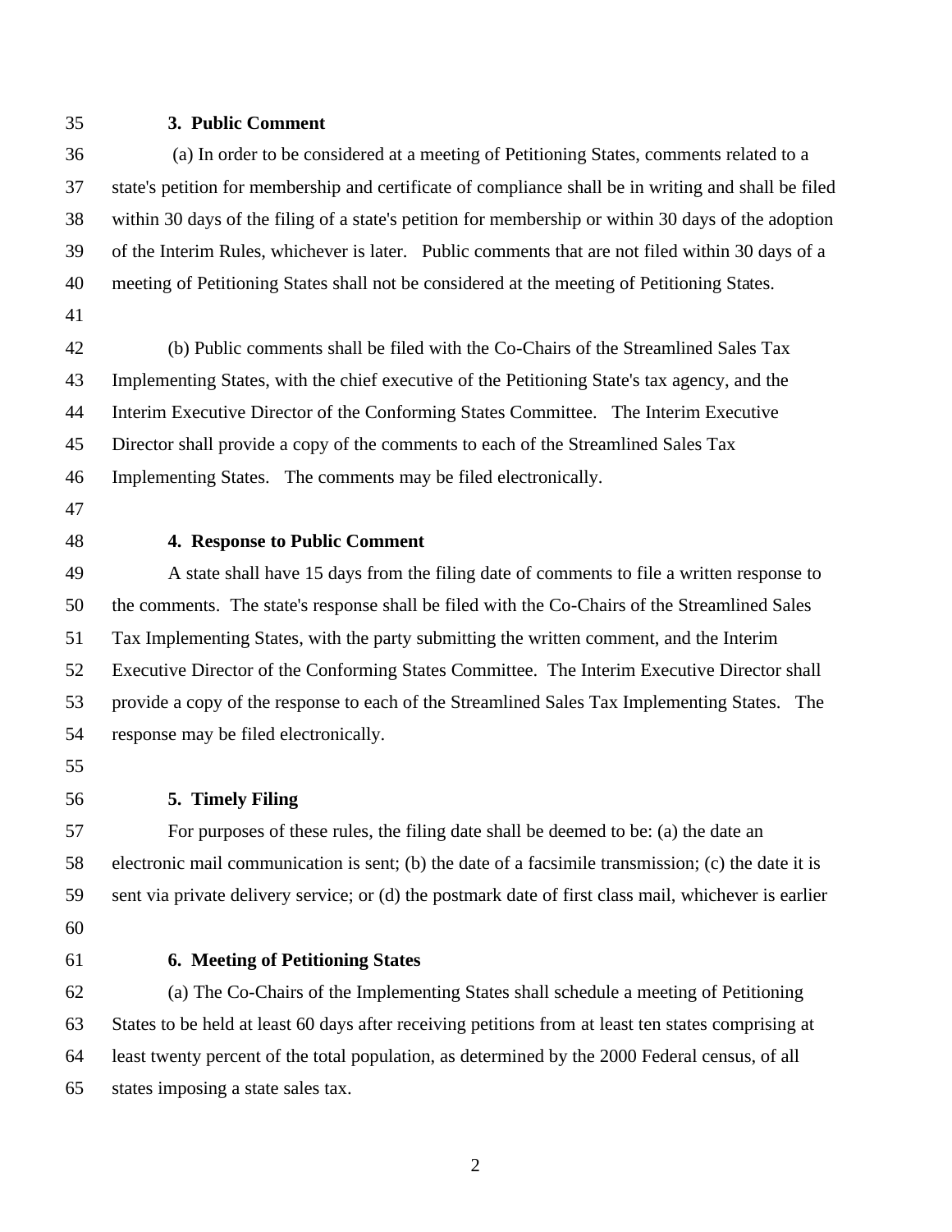**3. Public Comment**

(a) In order to be considered at a meeting of Petitioning States, comments related to a state's petition for membership and certificate of compliance shall be in writing and shall be filed within 30 days of the filing of a state's petition for membership or within 30 days of the adoption of the Interim Rules, whichever is later. Public comments that are not filed within 30 days of a meeting of Petitioning States shall not be considered at the meeting of Petitioning States.

(b) Public comments shall be filed with the Co-Chairs of the Streamlined Sales Tax Implementing States, with the chief executive of the Petitioning State's tax agency, and the Interim Executive Director of the Conforming States Committee. The Interim Executive Director shall provide a copy of the comments to each of the Streamlined Sales Tax Implementing States. The comments may be filed electronically.

**4. Response to Public Comment**

A state shall have 15 days from the filing date of comments to file a written response to the comments. The state's response shall be filed with the Co-Chairs of the Streamlined Sales Tax Implementing States, with the party submitting the written comment, and the Interim Executive Director of the Conforming States Committee. The Interim Executive Director shall provide a copy of the response to each of the Streamlined Sales Tax Implementing States. The response may be filed electronically.

**5. Timely Filing**

For purposes of these rules, the filing date shall be deemed to be: (a) the date an electronic mail communication is sent; (b) the date of a facsimile transmission; (c) the date it is sent via private delivery service; or (d) the postmark date of first class mail, whichever is earlier

**6. Meeting of Petitioning States**

(a) The Co-Chairs of the Implementing States shall schedule a meeting of Petitioning States to be held at least 60 days after receiving petitions from at least ten states comprising at least twenty percent of the total population, as determined by the 2000 Federal census, of all states imposing a state sales tax.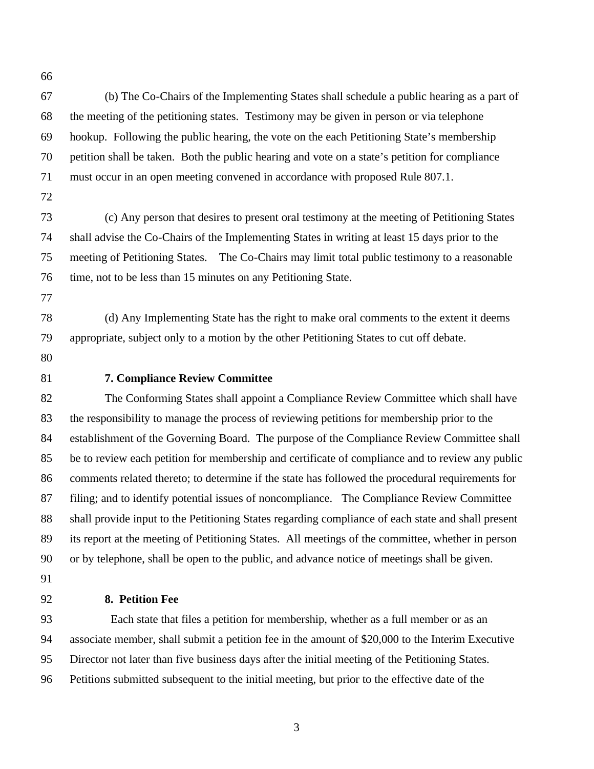(b) The Co-Chairs of the Implementing States shall schedule a public hearing as a part of the meeting of the petitioning states. Testimony may be given in person or via telephone hookup. Following the public hearing, the vote on the each Petitioning State's membership petition shall be taken. Both the public hearing and vote on a state's petition for compliance must occur in an open meeting convened in accordance with proposed Rule 807.1.

(c) Any person that desires to present oral testimony at the meeting of Petitioning States shall advise the Co-Chairs of the Implementing States in writing at least 15 days prior to the meeting of Petitioning States. The Co-Chairs may limit total public testimony to a reasonable time, not to be less than 15 minutes on any Petitioning State.

(d) Any Implementing State has the right to make oral comments to the extent it deems appropriate, subject only to a motion by the other Petitioning States to cut off debate.

**7. Compliance Review Committee**

The Conforming States shall appoint a Compliance Review Committee which shall have the responsibility to manage the process of reviewing petitions for membership prior to the establishment of the Governing Board. The purpose of the Compliance Review Committee shall be to review each petition for membership and certificate of compliance and to review any public comments related thereto; to determine if the state has followed the procedural requirements for filing; and to identify potential issues of noncompliance. The Compliance Review Committee shall provide input to the Petitioning States regarding compliance of each state and shall present its report at the meeting of Petitioning States. All meetings of the committee, whether in person or by telephone, shall be open to the public, and advance notice of meetings shall be given.

**8. Petition Fee**

Each state that files a petition for membership, whether as a full member or as an associate member, shall submit a petition fee in the amount of $20,000 to the Interim Executive Director not later than five business days after the initial meeting of the Petitioning States. Petitions submitted subsequent to the initial meeting, but prior to the effective date of the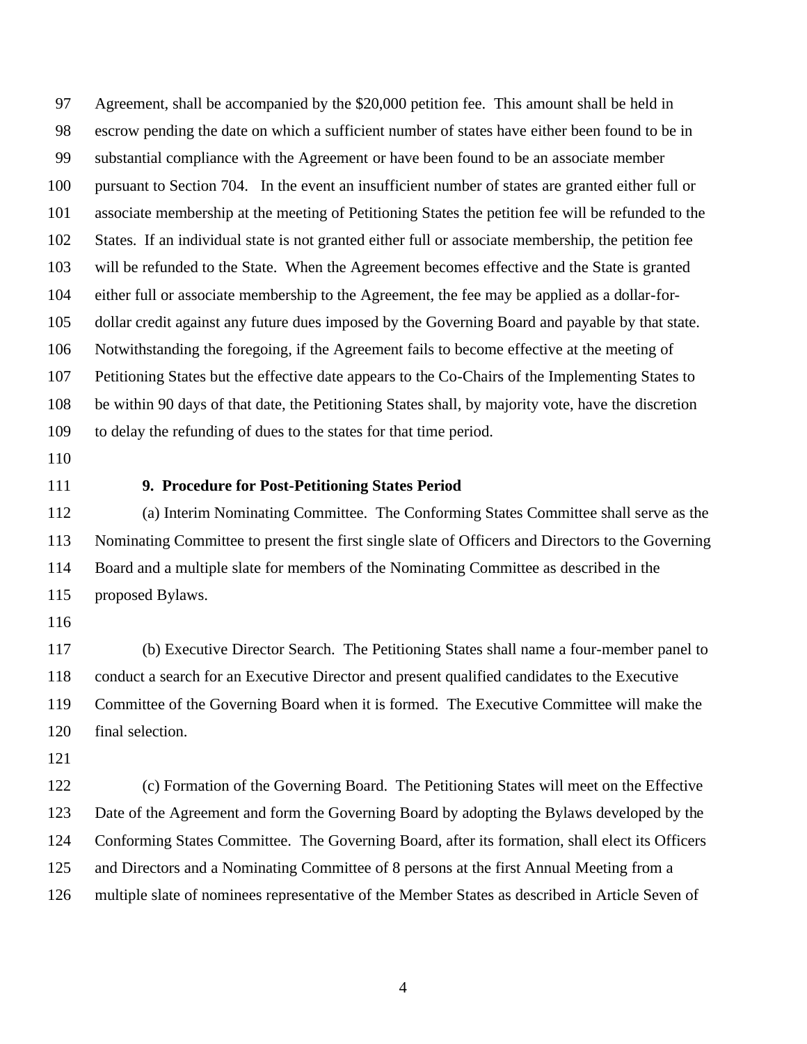Agreement, shall be accompanied by the $20,000 petition fee. This amount shall be held in escrow pending the date on which a sufficient number of states have either been found to be in substantial compliance with the Agreement or have been found to be an associate member pursuant to Section 704. In the event an insufficient number of states are granted either full or associate membership at the meeting of Petitioning States the petition fee will be refunded to the States. If an individual state is not granted either full or associate membership, the petition fee will be refunded to the State. When the Agreement becomes effective and the State is granted either full or associate membership to the Agreement, the fee may be applied as a dollar-for-dollar credit against any future dues imposed by the Governing Board and payable by that state. Notwithstanding the foregoing, if the Agreement fails to become effective at the meeting of Petitioning States but the effective date appears to the Co-Chairs of the Implementing States to be within 90 days of that date, the Petitioning States shall, by majority vote, have the discretion to delay the refunding of dues to the states for that time period.

**9. Procedure for Post-Petitioning States Period**

(a) Interim Nominating Committee. The Conforming States Committee shall serve as the Nominating Committee to present the first single slate of Officers and Directors to the Governing Board and a multiple slate for members of the Nominating Committee as described in the proposed Bylaws.

(b) Executive Director Search. The Petitioning States shall name a four-member panel to conduct a search for an Executive Director and present qualified candidates to the Executive Committee of the Governing Board when it is formed. The Executive Committee will make the final selection.

(c) Formation of the Governing Board. The Petitioning States will meet on the Effective Date of the Agreement and form the Governing Board by adopting the Bylaws developed by the Conforming States Committee. The Governing Board, after its formation, shall elect its Officers and Directors and a Nominating Committee of 8 persons at the first Annual Meeting from a multiple slate of nominees representative of the Member States as described in Article Seven of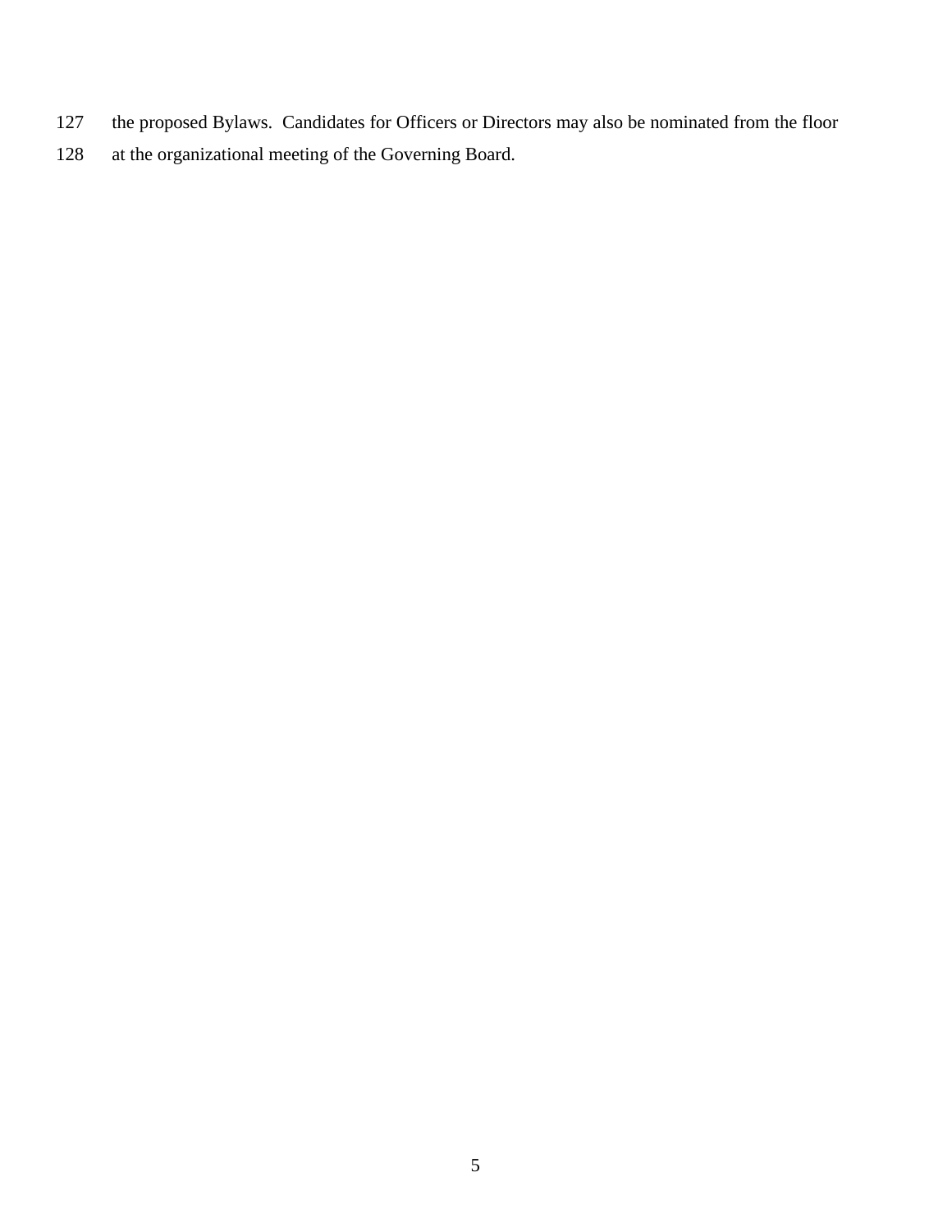127 the proposed Bylaws. Candidates for Officers or Directors may also be nominated from the floor

128 at the organizational meeting of the Governing Board.